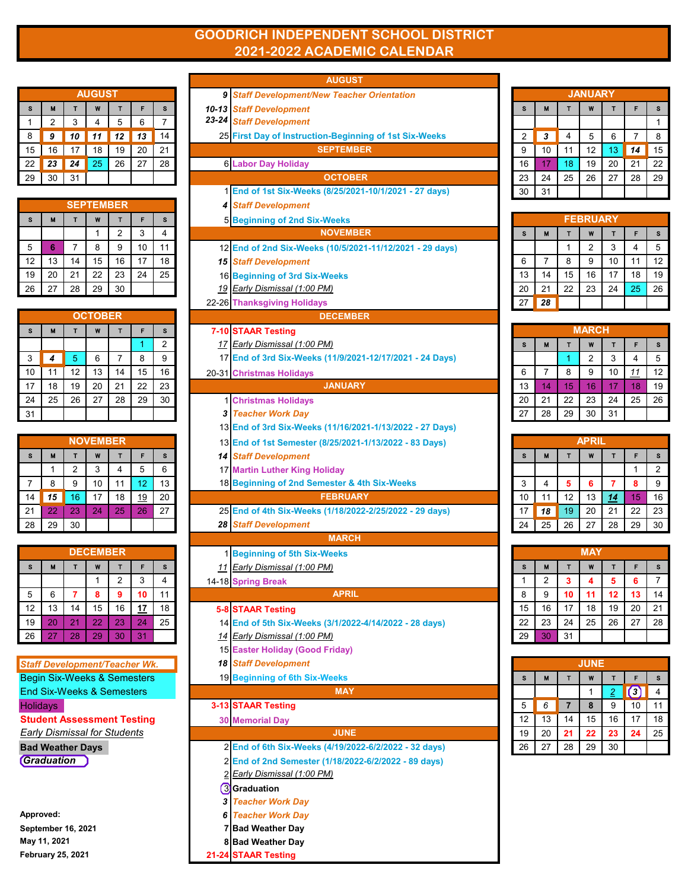# GOODRICH INDEPENDENT SCHOOL DISTRICT
# 2021-2022 ACADEMIC CALENDAR

## AUGUST

| S | M | T | W | T | F | S |
|---|---|---|---|---|---|---|
| 1 | 2 | 3 | 4 | 5 | 6 | 7 |
| 8 | 9 | 10 | 11 | 12 | 13 | 14 |
| 15 | 16 | 17 | 18 | 19 | 20 | 21 |
| 22 | 23 | 24 | 25 | 26 | 27 | 28 |
| 29 | 30 | 31 | | | | |

## SEPTEMBER

| S | M | T | W | T | F | S |
|---|---|---|---|---|---|---|
| | | | 1 | 2 | 3 | 4 |
| 5 | 6 | 7 | 8 | 9 | 10 | 11 |
| 12 | 13 | 14 | 15 | 16 | 17 | 18 |
| 19 | 20 | 21 | 22 | 23 | 24 | 25 |
| 26 | 27 | 28 | 29 | 30 | | |

## OCTOBER

| S | M | T | W | T | F | S |
|---|---|---|---|---|---|---|
| | | | | | 1 | 2 |
| 3 | 4 | 5 | 6 | 7 | 8 | 9 |
| 10 | 11 | 12 | 13 | 14 | 15 | 16 |
| 17 | 18 | 19 | 20 | 21 | 22 | 23 |
| 24 | 25 | 26 | 27 | 28 | 29 | 30 |
| 31 | | | | | | |

## NOVEMBER

| S | M | T | W | T | F | S |
|---|---|---|---|---|---|---|
| | 1 | 2 | 3 | 4 | 5 | 6 |
| 7 | 8 | 9 | 10 | 11 | 12 | 13 |
| 14 | 15 | 16 | 17 | 18 | 19 | 20 |
| 21 | 22 | 23 | 24 | 25 | 26 | 27 |
| 28 | 29 | 30 | | | | |

## DECEMBER

| S | M | T | W | T | F | S |
|---|---|---|---|---|---|---|
| | | | 1 | 2 | 3 | 4 |
| 5 | 6 | 7 | 8 | 9 | 10 | 11 |
| 12 | 13 | 14 | 15 | 16 | 17 | 18 |
| 19 | 20 | 21 | 22 | 23 | 24 | 25 |
| 26 | 27 | 28 | 29 | 30 | 31 | |

**Legend:**
- *Staff Development/Teacher Wk.*
- Begin Six-Weeks & Semesters
- End Six-Weeks & Semesters
- Holidays
- **Student Assessment Testing**
- *Early Dismissal for Students*
- **Bad Weather Days**
- ***Graduation***

**Approved:**
**September 16, 2021**
**May 11, 2021**
**February 25, 2021**

## AUGUST

| Date | Event |
|---|---|
| ***9*** | *Staff Development/New Teacher Orientation* |
| ***10-13*** | *Staff Development* |
| ***23-24*** | *Staff Development* |
| 25 | First Day of Instruction-Beginning of 1st Six-Weeks |

## SEPTEMBER

| Date | Event |
|---|---|
| 6 | Labor Day Holiday |

## OCTOBER

| Date | Event |
|---|---|
| 1 | End of 1st Six-Weeks (8/25/2021-10/1/2021 - 27 days) |
| ***4*** | *Staff Development* |
| 5 | Beginning of 2nd Six-Weeks |

## NOVEMBER

| Date | Event |
|---|---|
| 12 | End of 2nd Six-Weeks (10/5/2021-11/12/2021 - 29 days) |
| ***15*** | *Staff Development* |
| 16 | Beginning of 3rd Six-Weeks |
| *19* | *Early Dismissal (1:00 PM)* |
| 22-26 | Thanksgiving Holidays |

## DECEMBER

| Date | Event |
|---|---|
| **7-10** | **STAAR Testing** |
| *17* | *Early Dismissal (1:00 PM)* |
| 17 | End of 3rd Six-Weeks (11/9/2021-12/17/2021 - 24 Days) |
| 20-31 | Christmas Holidays |

## JANUARY

| Date | Event |
|---|---|
| 1 | Christmas Holidays |
| ***3*** | *Teacher Work Day* |
| 13 | End of 3rd Six-Weeks (11/16/2021-1/13/2022 - 27 Days) |
| 13 | End of 1st Semester (8/25/2021-1/13/2022 - 83 Days) |
| ***14*** | *Staff Development* |
| 17 | Martin Luther King Holiday |
| 18 | Beginning of 2nd Semester & 4th Six-Weeks |

## FEBRUARY

| Date | Event |
|---|---|
| 25 | End of 4th Six-Weeks (1/18/2022-2/25/2022 - 29 days) |
| ***28*** | *Staff Development* |

## MARCH

| Date | Event |
|---|---|
| 1 | Beginning of 5th Six-Weeks |
| *11* | *Early Dismissal (1:00 PM)* |
| 14-18 | Spring Break |

## APRIL

| Date | Event |
|---|---|
| **5-8** | **STAAR Testing** |
| 14 | End of 5th Six-Weeks (3/1/2022-4/14/2022 - 28 days) |
| *14* | *Early Dismissal (1:00 PM)* |
| 15 | Easter Holiday (Good Friday) |
| ***18*** | *Staff Development* |
| 19 | Beginning of 6th Six-Weeks |

## MAY

| Date | Event |
|---|---|
| **3-13** | **STAAR Testing** |
| 30 | Memorial Day |

## JUNE

| Date | Event |
|---|---|
| 2 | End of 6th Six-Weeks (4/19/2022-6/2/2022 - 32 days) |
| 2 | End of 2nd Semester (1/18/2022-6/2/2022 - 89 days) |
| *2* | *Early Dismissal (1:00 PM)* |
| 3 | **Graduation** |
| ***3*** | *Teacher Work Day* |
| ***6*** | *Teacher Work Day* |
| 7 | **Bad Weather Day** |
| 8 | **Bad Weather Day** |
| **21-24** | **STAAR Testing** |

## JANUARY

| S | M | T | W | T | F | S |
|---|---|---|---|---|---|---|
| | | | | | | 1 |
| 2 | 3 | 4 | 5 | 6 | 7 | 8 |
| 9 | 10 | 11 | 12 | 13 | 14 | 15 |
| 16 | 17 | 18 | 19 | 20 | 21 | 22 |
| 23 | 24 | 25 | 26 | 27 | 28 | 29 |
| 30 | 31 | | | | | |

## FEBRUARY

| S | M | T | W | T | F | S |
|---|---|---|---|---|---|---|
| | | 1 | 2 | 3 | 4 | 5 |
| 6 | 7 | 8 | 9 | 10 | 11 | 12 |
| 13 | 14 | 15 | 16 | 17 | 18 | 19 |
| 20 | 21 | 22 | 23 | 24 | 25 | 26 |
| 27 | 28 | | | | | |

## MARCH

| S | M | T | W | T | F | S |
|---|---|---|---|---|---|---|
| | | 1 | 2 | 3 | 4 | 5 |
| 6 | 7 | 8 | 9 | 10 | 11 | 12 |
| 13 | 14 | 15 | 16 | 17 | 18 | 19 |
| 20 | 21 | 22 | 23 | 24 | 25 | 26 |
| 27 | 28 | 29 | 30 | 31 | | |

## APRIL

| S | M | T | W | T | F | S |
|---|---|---|---|---|---|---|
| | | | | | 1 | 2 |
| 3 | 4 | 5 | 6 | 7 | 8 | 9 |
| 10 | 11 | 12 | 13 | 14 | 15 | 16 |
| 17 | 18 | 19 | 20 | 21 | 22 | 23 |
| 24 | 25 | 26 | 27 | 28 | 29 | 30 |

## MAY

| S | M | T | W | T | F | S |
|---|---|---|---|---|---|---|
| 1 | 2 | 3 | 4 | 5 | 6 | 7 |
| 8 | 9 | 10 | 11 | 12 | 13 | 14 |
| 15 | 16 | 17 | 18 | 19 | 20 | 21 |
| 22 | 23 | 24 | 25 | 26 | 27 | 28 |
| 29 | 30 | 31 | | | | |

## JUNE

| S | M | T | W | T | F | S |
|---|---|---|---|---|---|---|
| | | | 1 | 2 | 3 | 4 |
| 5 | 6 | 7 | 8 | 9 | 10 | 11 |
| 12 | 13 | 14 | 15 | 16 | 17 | 18 |
| 19 | 20 | 21 | 22 | 23 | 24 | 25 |
| 26 | 27 | 28 | 29 | 30 | | |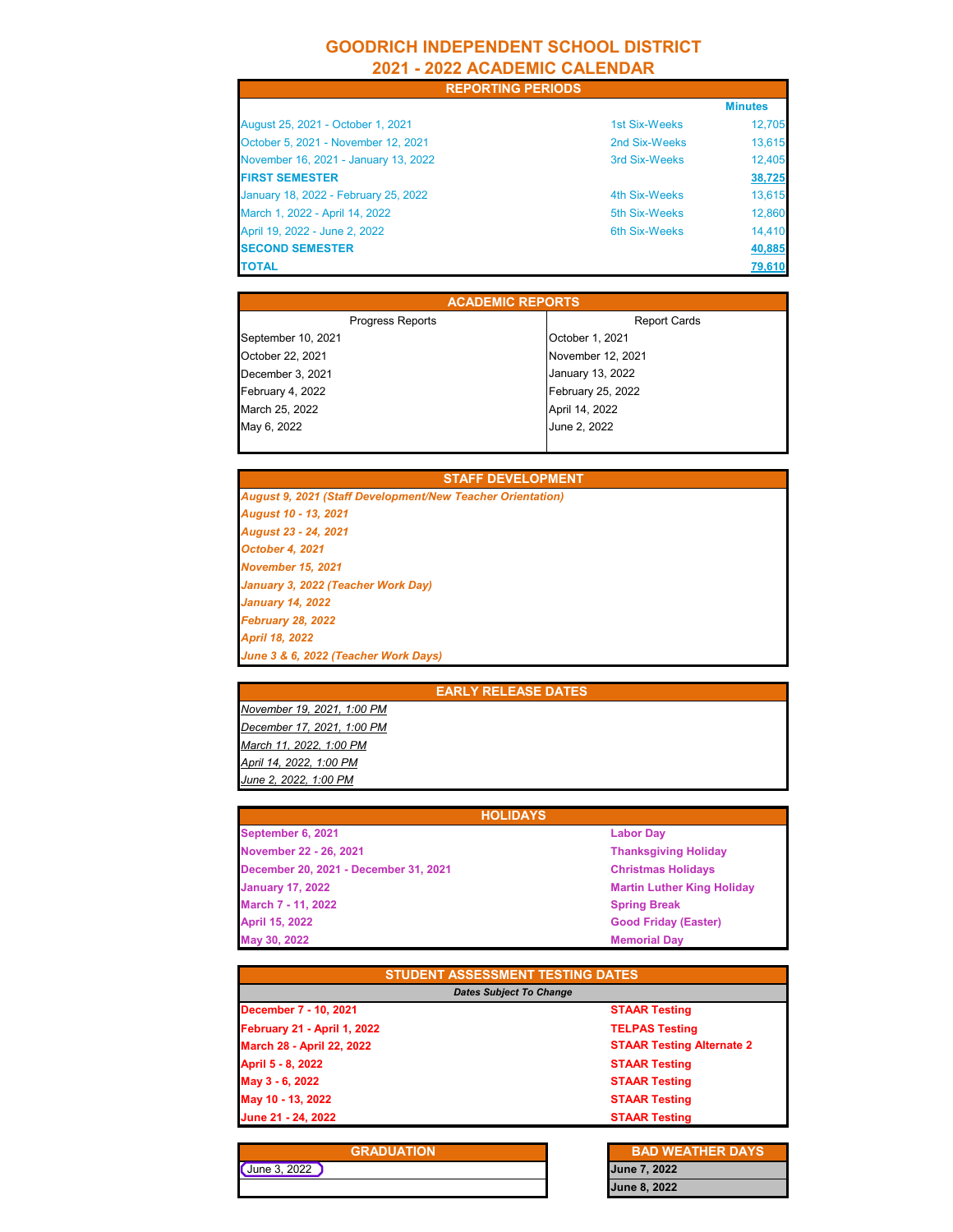# GOODRICH INDEPENDENT SCHOOL DISTRICT
## 2021 - 2022 ACADEMIC CALENDAR

### REPORTING PERIODS

| | | Minutes |
|---|---|---|
| August 25, 2021 - October 1, 2021 | 1st Six-Weeks | 12,705 |
| October 5, 2021 - November 12, 2021 | 2nd Six-Weeks | 13,615 |
| November 16, 2021 - January 13, 2022 | 3rd Six-Weeks | 12,405 |
| **FIRST SEMESTER** | | **38,725** |
| January 18, 2022 - February 25, 2022 | 4th Six-Weeks | 13,615 |
| March 1, 2022 - April 14, 2022 | 5th Six-Weeks | 12,860 |
| April 19, 2022 - June 2, 2022 | 6th Six-Weeks | 14,410 |
| **SECOND SEMESTER** | | **40,885** |
| **TOTAL** | | **79,610** |

### ACADEMIC REPORTS

| Progress Reports | Report Cards |
|---|---|
| September 10, 2021 | October 1, 2021 |
| October 22, 2021 | November 12, 2021 |
| December 3, 2021 | January 13, 2022 |
| February 4, 2022 | February 25, 2022 |
| March 25, 2022 | April 14, 2022 |
| May 6, 2022 | June 2, 2022 |

### STAFF DEVELOPMENT

***August 9, 2021 (Staff Development/New Teacher Orientation)***
***August 10 - 13, 2021***
***August 23 - 24, 2021***
***October 4, 2021***
***November 15, 2021***
***January 3, 2022 (Teacher Work Day)***
***January 14, 2022***
***February 28, 2022***
***April 18, 2022***
***June 3 & 6, 2022 (Teacher Work Days)***

### EARLY RELEASE DATES

*November 19, 2021, 1:00 PM*
*December 17, 2021, 1:00 PM*
*March 11, 2022, 1:00 PM*
*April 14, 2022, 1:00 PM*
*June 2, 2022, 1:00 PM*

### HOLIDAYS

| | |
|---|---|
| **September 6, 2021** | **Labor Day** |
| **November 22 - 26, 2021** | **Thanksgiving Holiday** |
| **December 20, 2021 - December 31, 2021** | **Christmas Holidays** |
| **January 17, 2022** | **Martin Luther King Holiday** |
| **March 7 - 11, 2022** | **Spring Break** |
| **April 15, 2022** | **Good Friday (Easter)** |
| **May 30, 2022** | **Memorial Day** |

### STUDENT ASSESSMENT TESTING DATES

***Dates Subject To Change***

| | |
|---|---|
| **December 7 - 10, 2021** | **STAAR Testing** |
| **February 21 - April 1, 2022** | **TELPAS Testing** |
| **March 28 - April 22, 2022** | **STAAR Testing Alternate 2** |
| **April 5 - 8, 2022** | **STAAR Testing** |
| **May 3 - 6, 2022** | **STAAR Testing** |
| **May 10 - 13, 2022** | **STAAR Testing** |
| **June 21 - 24, 2022** | **STAAR Testing** |

### GRADUATION

June 3, 2022

### BAD WEATHER DAYS

**June 7, 2022**
**June 8, 2022**